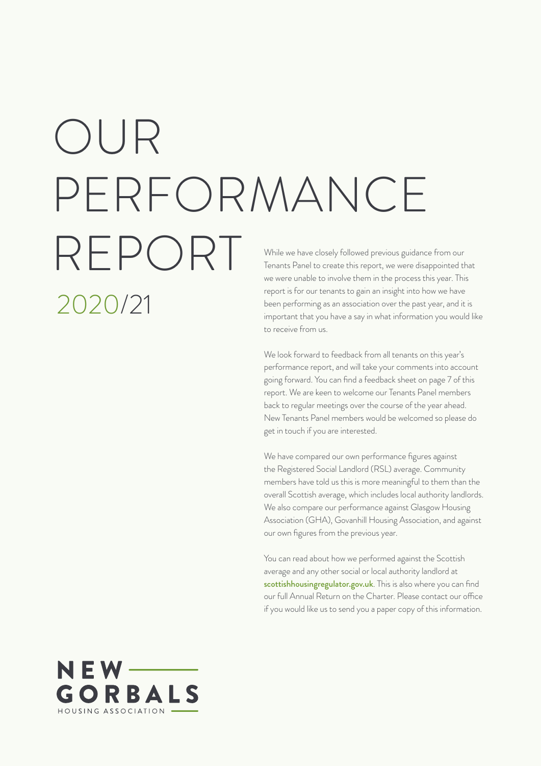# OUR PERFORMANCE REPORT 2020/21

While we have closely followed previous guidance from our Tenants Panel to create this report, we were disappointed that we were unable to involve them in the process this year. This report is for our tenants to gain an insight into how we have been performing as an association over the past year, and it is important that you have a say in what information you would like to receive from us.

We look forward to feedback from all tenants on this year's performance report, and will take your comments into account going forward. You can find a feedback sheet on page 7 of this report. We are keen to welcome our Tenants Panel members back to regular meetings over the course of the year ahead. New Tenants Panel members would be welcomed so please do get in touch if you are interested.

We have compared our own performance figures against the Registered Social Landlord (RSL) average. Community members have told us this is more meaningful to them than the overall Scottish average, which includes local authority landlords. We also compare our performance against Glasgow Housing Association (GHA), Govanhill Housing Association, and against our own figures from the previous year.

You can read about how we performed against the Scottish average and any other social or local authority landlord at **scottishhousingregulator.gov.uk**. This is also where you can find our full Annual Return on the Charter. Please contact our office if you would like us to send you a paper copy of this information.

NEW GORBALS HOUSING ASSOCIATION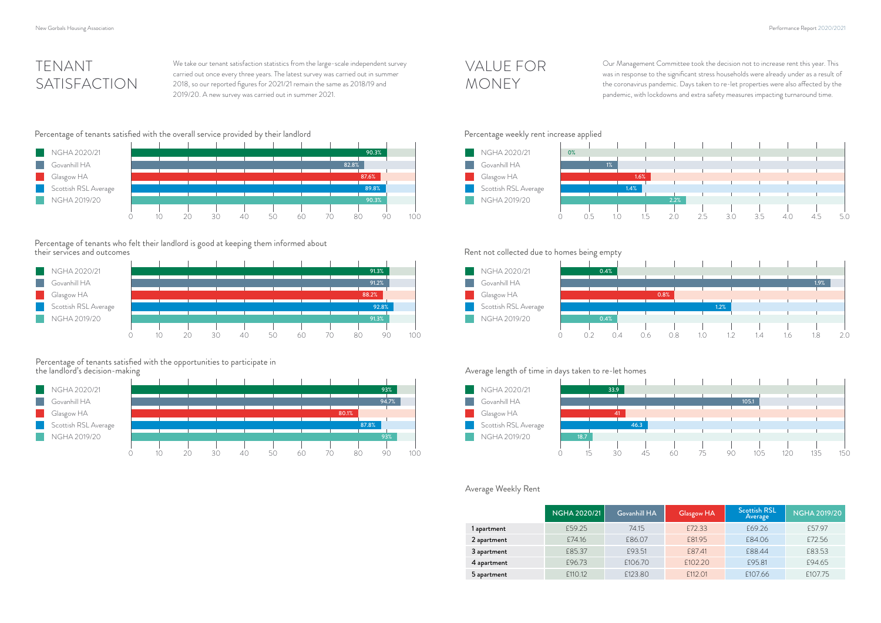# TENANT SATISFACTION

We take our tenant satisfaction statistics from the large-scale independent survey carried out once every three years. The latest survey was carried out in summer 2018, so our reported figures for 2021/21 remain the same as 2018/19 and 2019/20. A new survey was carried out in summer 2021.

### Percentage of tenants satisfied with the overall service provided by their landlord

| | % |
|---|---|
| NGHA 2020/21 | 90.3% |
| Govanhill HA | 82.8% |
| Glasgow HA | 87.6% |
| Scottish RSL Average | 89.8% |
| NGHA 2019/20 | 90.3% |

### Percentage of tenants who felt their landlord is good at keeping them informed about their services and outcomes

| | % |
|---|---|
| NGHA 2020/21 | 91.3% |
| Govanhill HA | 91.2% |
| Glasgow HA | 88.2% |
| Scottish RSL Average | 92.8% |
| NGHA 2019/20 | 91.3% |

### Percentage of tenants satisfied with the opportunities to participate in the landlord's decision-making

| | % |
|---|---|
| NGHA 2020/21 | 93% |
| Govanhill HA | 94.7% |
| Glasgow HA | 80.1% |
| Scottish RSL Average | 87.8% |
| NGHA 2019/20 | 93% |

# VALUE FOR MONEY

Our Management Committee took the decision not to increase rent this year. This was in response to the significant stress households were already under as a result of the coronavirus pandemic. Days taken to re-let properties were also affected by the pandemic, with lockdowns and extra safety measures impacting turnaround time.

### Percentage weekly rent increase applied

| | % |
|---|---|
| NGHA 2020/21 | 0% |
| Govanhill HA | 1% |
| Glasgow HA | 1.6% |
| Scottish RSL Average | 1.4% |
| NGHA 2019/20 | 2.2% |

### Rent not collected due to homes being empty

| | % |
|---|---|
| NGHA 2020/21 | 0.4% |
| Govanhill HA | 1.9% |
| Glasgow HA | 0.8% |
| Scottish RSL Average | 1.2% |
| NGHA 2019/20 | 0.4% |

### Average length of time in days taken to re-let homes

| | Days |
|---|---|
| NGHA 2020/21 | 33.9 |
| Govanhill HA | 105.1 |
| Glasgow HA | 41 |
| Scottish RSL Average | 46.3 |
| NGHA 2019/20 | 18.7 |

### Average Weekly Rent

| | NGHA 2020/21 | Govanhill HA | Glasgow HA | Scottish RSL Average | NGHA 2019/20 |
|---|---|---|---|---|---|
| **1 apartment** | £59.25 | 74.15 | £72.33 | £69.26 | £57.97 |
| **2 apartment** | £74.16 | £86.07 | £81.95 | £84.06 | £72.56 |
| **3 apartment** | £85.37 | £93.51 | £87.41 | £88.44 | £83.53 |
| **4 apartment** | £96.73 | £106.70 | £102.20 | £95.81 | £94.65 |
| **5 apartment** | £110.12 | £123.80 | £112.01 | £107.66 | £107.75 |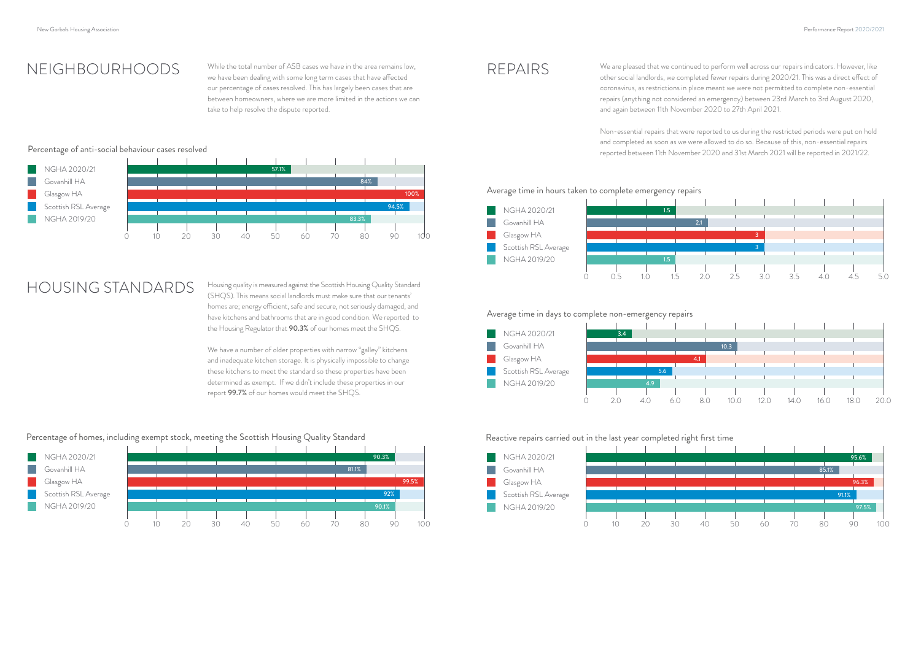# NEIGHBOURHOODS

While the total number of ASB cases we have in the area remains low, we have been dealing with some long term cases that have affected our percentage of cases resolved. This has largely been cases that are between homeowners, where we are more limited in the actions we can take to help resolve the dispute reported.

Percentage of anti-social behaviour cases resolved

| | % |
|---|---|
| NGHA 2020/21 | 57.1% |
| Govanhill HA | 84% |
| Glasgow HA | 100% |
| Scottish RSL Average | 94.5% |
| NGHA 2019/20 | 83.3% |

# HOUSING STANDARDS

Housing quality is measured against the Scottish Housing Quality Standard (SHQS). This means social landlords must make sure that our tenants' homes are; energy efficient, safe and secure, not seriously damaged, and have kitchens and bathrooms that are in good condition. We reported to the Housing Regulator that **90.3%** of our homes meet the SHQS.

We have a number of older properties with narrow "galley" kitchens and inadequate kitchen storage. It is physically impossible to change these kitchens to meet the standard so these properties have been determined as exempt. If we didn't include these properties in our report **99.7%** of our homes would meet the SHQS.

Percentage of homes, including exempt stock, meeting the Scottish Housing Quality Standard

| | % |
|---|---|
| NGHA 2020/21 | 90.3% |
| Govanhill HA | 81.1% |
| Glasgow HA | 99.5% |
| Scottish RSL Average | 92% |
| NGHA 2019/20 | 90.1% |

# REPAIRS

We are pleased that we continued to perform well across our repairs indicators. However, like other social landlords, we completed fewer repairs during 2020/21. This was a direct effect of coronavirus, as restrictions in place meant we were not permitted to complete non-essential repairs (anything not considered an emergency) between 23rd March to 3rd August 2020, and again between 11th November 2020 to 27th April 2021.

Non-essential repairs that were reported to us during the restricted periods were put on hold and completed as soon as we were allowed to do so. Because of this, non-essential repairs reported between 11th November 2020 and 31st March 2021 will be reported in 2021/22.

Average time in hours taken to complete emergency repairs

| | Hours |
|---|---|
| NGHA 2020/21 | 1.5 |
| Govanhill HA | 2.1 |
| Glasgow HA | 3 |
| Scottish RSL Average | 3 |
| NGHA 2019/20 | 1.5 |

Average time in days to complete non-emergency repairs

| | Days |
|---|---|
| NGHA 2020/21 | 3.4 |
| Govanhill HA | 10.3 |
| Glasgow HA | 4.1 |
| Scottish RSL Average | 5.6 |
| NGHA 2019/20 | 4.9 |

Reactive repairs carried out in the last year completed right first time

| | % |
|---|---|
| NGHA 2020/21 | 95.6% |
| Govanhill HA | 85.1% |
| Glasgow HA | 96.3% |
| Scottish RSL Average | 91.1% |
| NGHA 2019/20 | 97.5% |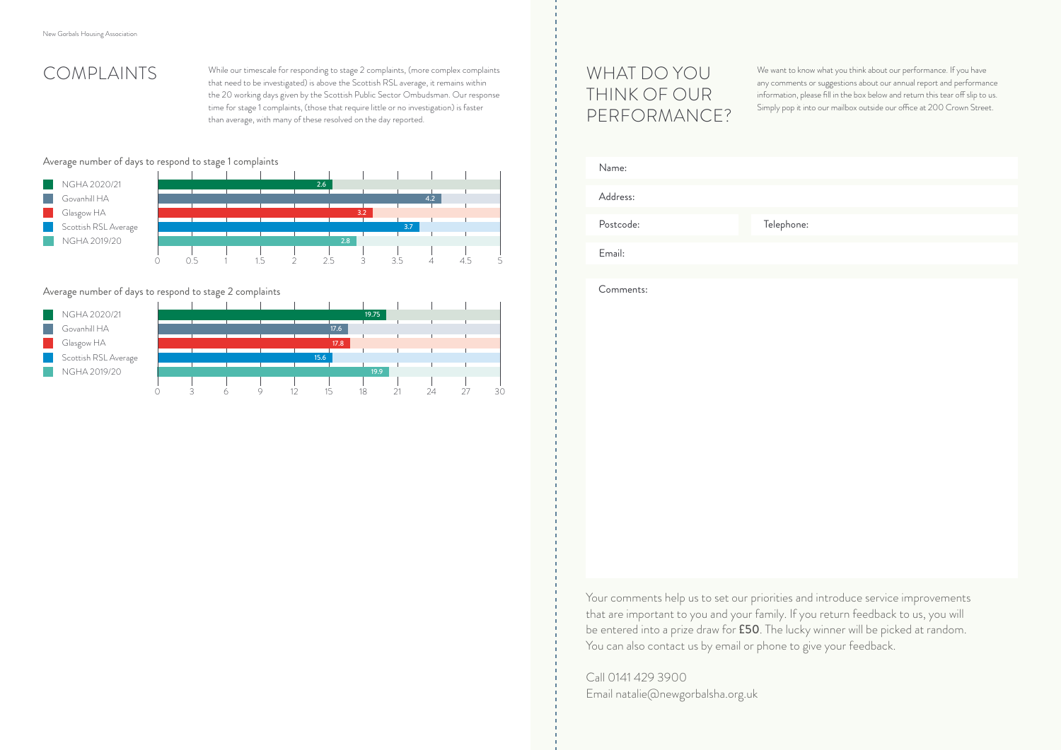# COMPLAINTS

While our timescale for responding to stage 2 complaints, (more complex complaints that need to be investigated) is above the Scottish RSL average, it remains within the 20 working days given by the Scottish Public Sector Ombudsman. Our response time for stage 1 complaints, (those that require little or no investigation) is faster than average, with many of these resolved on the day reported.

Average number of days to respond to stage 1 complaints

| | Days |
|---|---|
| NGHA 2020/21 | 2.6 |
| Govanhill HA | 4.2 |
| Glasgow HA | 3.2 |
| Scottish RSL Average | 3.7 |
| NGHA 2019/20 | 2.8 |

Average number of days to respond to stage 2 complaints

| | Days |
|---|---|
| NGHA 2020/21 | 19.75 |
| Govanhill HA | 17.6 |
| Glasgow HA | 17.8 |
| Scottish RSL Average | 15.6 |
| NGHA 2019/20 | 19.9 |

# WHAT DO YOU THINK OF OUR PERFORMANCE?

We want to know what you think about our performance. If you have any comments or suggestions about our annual report and performance information, please fill in the box below and return this tear off slip to us. Simply pop it into our mailbox outside our office at 200 Crown Street.

Name:

Address:

Postcode: Telephone:

Email:

Comments:

Your comments help us to set our priorities and introduce service improvements that are important to you and your family. If you return feedback to us, you will be entered into a prize draw for **£50**. The lucky winner will be picked at random. You can also contact us by email or phone to give your feedback.

Call 0141 429 3900
Email natalie@newgorbalsha.org.uk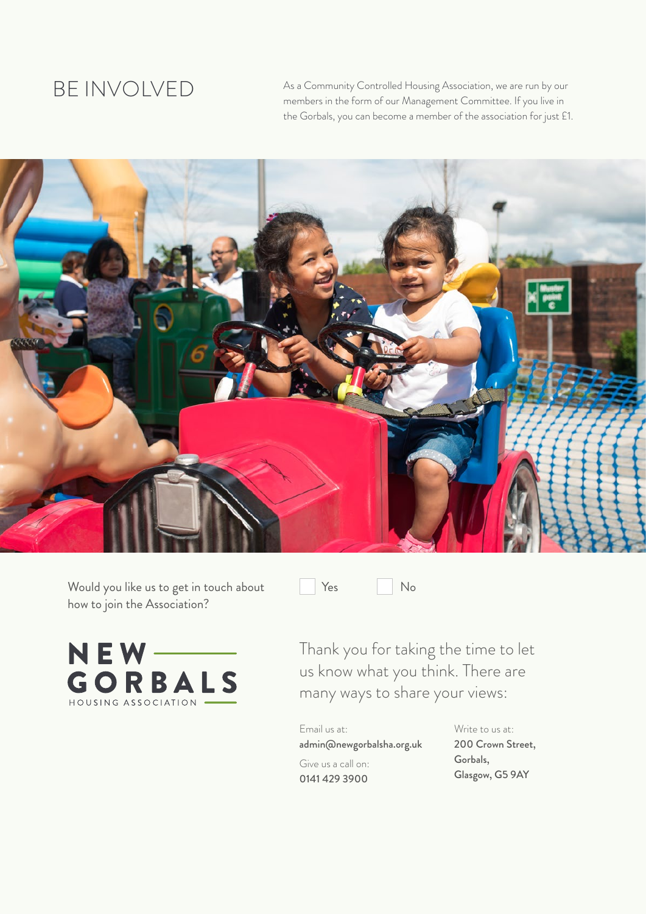# BE INVOLVED

As a Community Controlled Housing Association, we are run by our members in the form of our Management Committee. If you live in the Gorbals, you can become a member of the association for just £1.

Would you like us to get in touch about how to join the Association?

☐ Yes ☐ No

NEW GORBALS HOUSING ASSOCIATION

Thank you for taking the time to let us know what you think. There are many ways to share your views:

Email us at:
**admin@newgorbalsha.org.uk**

Give us a call on:
**0141 429 3900**

Write to us at:
**200 Crown Street,**
**Gorbals,**
**Glasgow, G5 9AY**